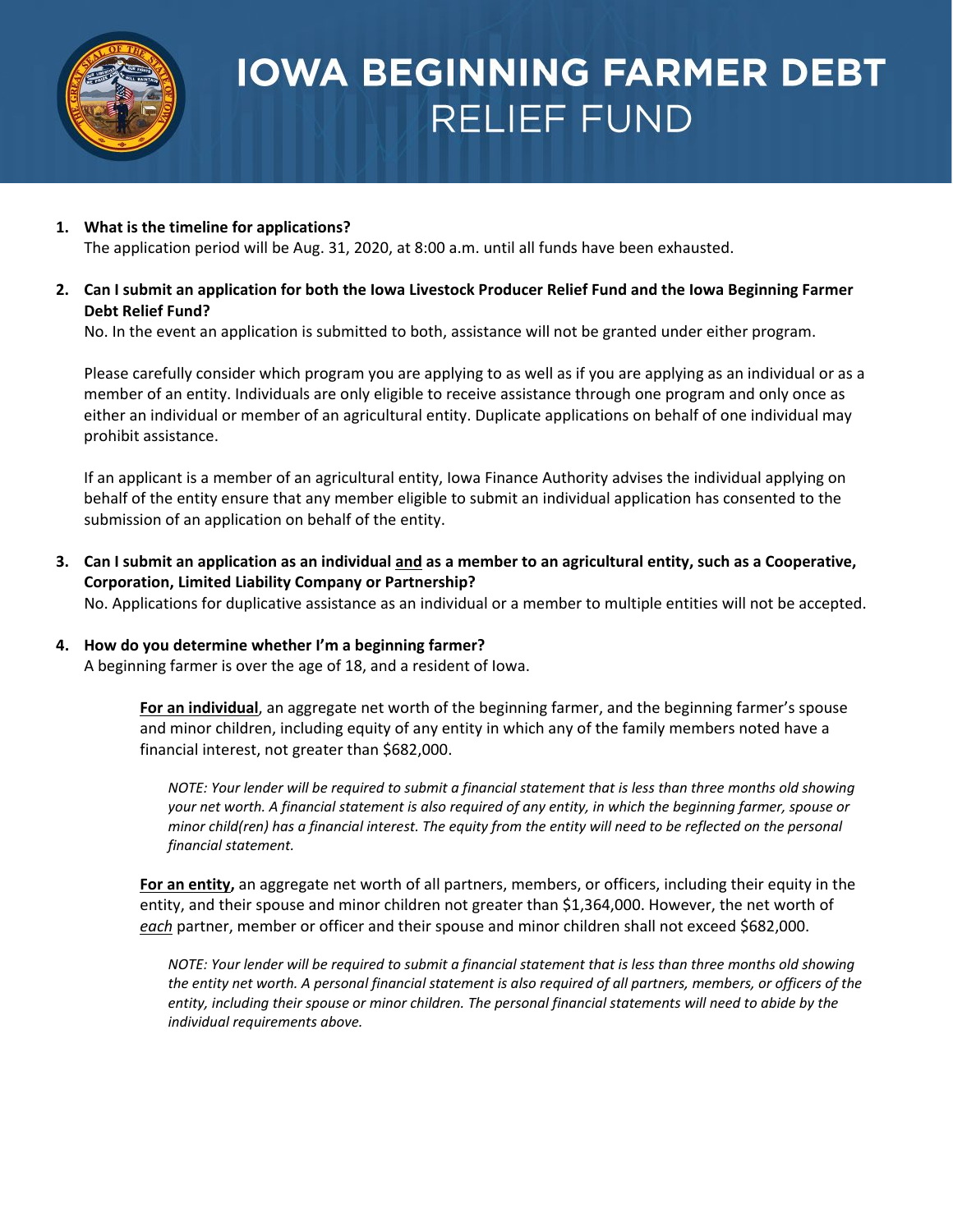# IOWA BEGINNING FARMER DEBT RELIEF FUND

1. **What is the timeline for applications?**
   The application period will be Aug. 31, 2020, at 8:00 a.m. until all funds have been exhausted.

2. **Can I submit an application for both the Iowa Livestock Producer Relief Fund and the Iowa Beginning Farmer Debt Relief Fund?**
   No. In the event an application is submitted to both, assistance will not be granted under either program.

   Please carefully consider which program you are applying to as well as if you are applying as an individual or as a member of an entity. Individuals are only eligible to receive assistance through one program and only once as either an individual or member of an agricultural entity. Duplicate applications on behalf of one individual may prohibit assistance.

   If an applicant is a member of an agricultural entity, Iowa Finance Authority advises the individual applying on behalf of the entity ensure that any member eligible to submit an individual application has consented to the submission of an application on behalf of the entity.

3. **Can I submit an application as an individual <u>and</u> as a member to an agricultural entity, such as a Cooperative, Corporation, Limited Liability Company or Partnership?**
   No. Applications for duplicative assistance as an individual or a member to multiple entities will not be accepted.

4. **How do you determine whether I'm a beginning farmer?**
   A beginning farmer is over the age of 18, and a resident of Iowa.

   **<u>For an individual</u>**, an aggregate net worth of the beginning farmer, and the beginning farmer's spouse and minor children, including equity of any entity in which any of the family members noted have a financial interest, not greater than $682,000.

   *NOTE: Your lender will be required to submit a financial statement that is less than three months old showing your net worth. A financial statement is also required of any entity, in which the beginning farmer, spouse or minor child(ren) has a financial interest. The equity from the entity will need to be reflected on the personal financial statement.*

   **<u>For an entity</u>,** an aggregate net worth of all partners, members, or officers, including their equity in the entity, and their spouse and minor children not greater than $1,364,000. However, the net worth of <u>*each*</u> partner, member or officer and their spouse and minor children shall not exceed $682,000.

   *NOTE: Your lender will be required to submit a financial statement that is less than three months old showing the entity net worth. A personal financial statement is also required of all partners, members, or officers of the entity, including their spouse or minor children. The personal financial statements will need to abide by the individual requirements above.*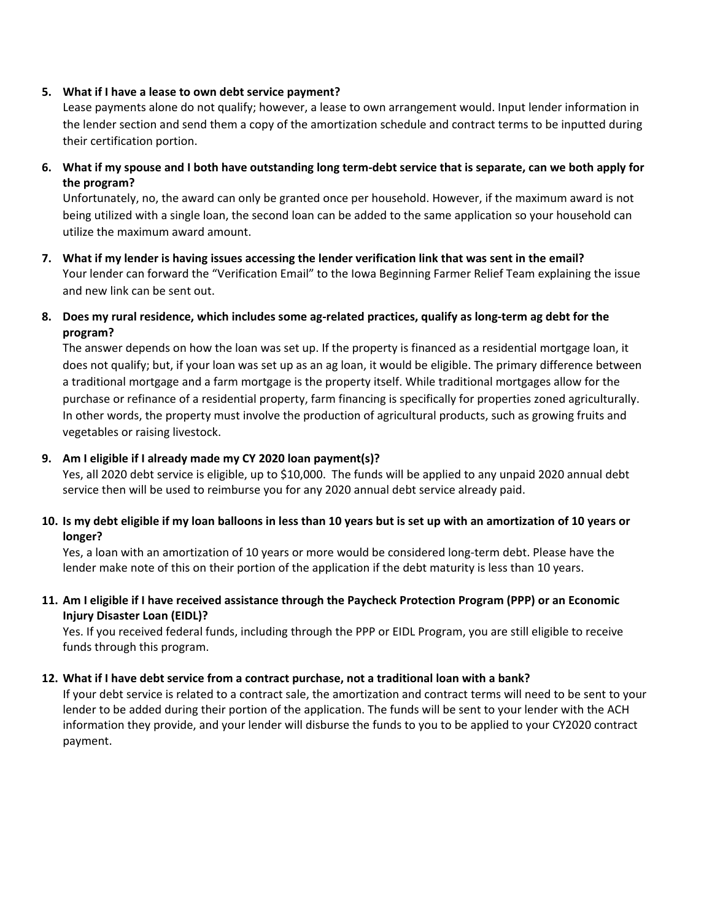5. **What if I have a lease to own debt service payment?**
   Lease payments alone do not qualify; however, a lease to own arrangement would. Input lender information in the lender section and send them a copy of the amortization schedule and contract terms to be inputted during their certification portion.

6. **What if my spouse and I both have outstanding long term-debt service that is separate, can we both apply for the program?**
   Unfortunately, no, the award can only be granted once per household. However, if the maximum award is not being utilized with a single loan, the second loan can be added to the same application so your household can utilize the maximum award amount.

7. **What if my lender is having issues accessing the lender verification link that was sent in the email?**
   Your lender can forward the "Verification Email" to the Iowa Beginning Farmer Relief Team explaining the issue and new link can be sent out.

8. **Does my rural residence, which includes some ag-related practices, qualify as long-term ag debt for the program?**
   The answer depends on how the loan was set up. If the property is financed as a residential mortgage loan, it does not qualify; but, if your loan was set up as an ag loan, it would be eligible. The primary difference between a traditional mortgage and a farm mortgage is the property itself. While traditional mortgages allow for the purchase or refinance of a residential property, farm financing is specifically for properties zoned agriculturally. In other words, the property must involve the production of agricultural products, such as growing fruits and vegetables or raising livestock.

9. **Am I eligible if I already made my CY 2020 loan payment(s)?**
   Yes, all 2020 debt service is eligible, up to $10,000. The funds will be applied to any unpaid 2020 annual debt service then will be used to reimburse you for any 2020 annual debt service already paid.

10. **Is my debt eligible if my loan balloons in less than 10 years but is set up with an amortization of 10 years or longer?**
    Yes, a loan with an amortization of 10 years or more would be considered long-term debt. Please have the lender make note of this on their portion of the application if the debt maturity is less than 10 years.

11. **Am I eligible if I have received assistance through the Paycheck Protection Program (PPP) or an Economic Injury Disaster Loan (EIDL)?**
    Yes. If you received federal funds, including through the PPP or EIDL Program, you are still eligible to receive funds through this program.

12. **What if I have debt service from a contract purchase, not a traditional loan with a bank?**
    If your debt service is related to a contract sale, the amortization and contract terms will need to be sent to your lender to be added during their portion of the application. The funds will be sent to your lender with the ACH information they provide, and your lender will disburse the funds to you to be applied to your CY2020 contract payment.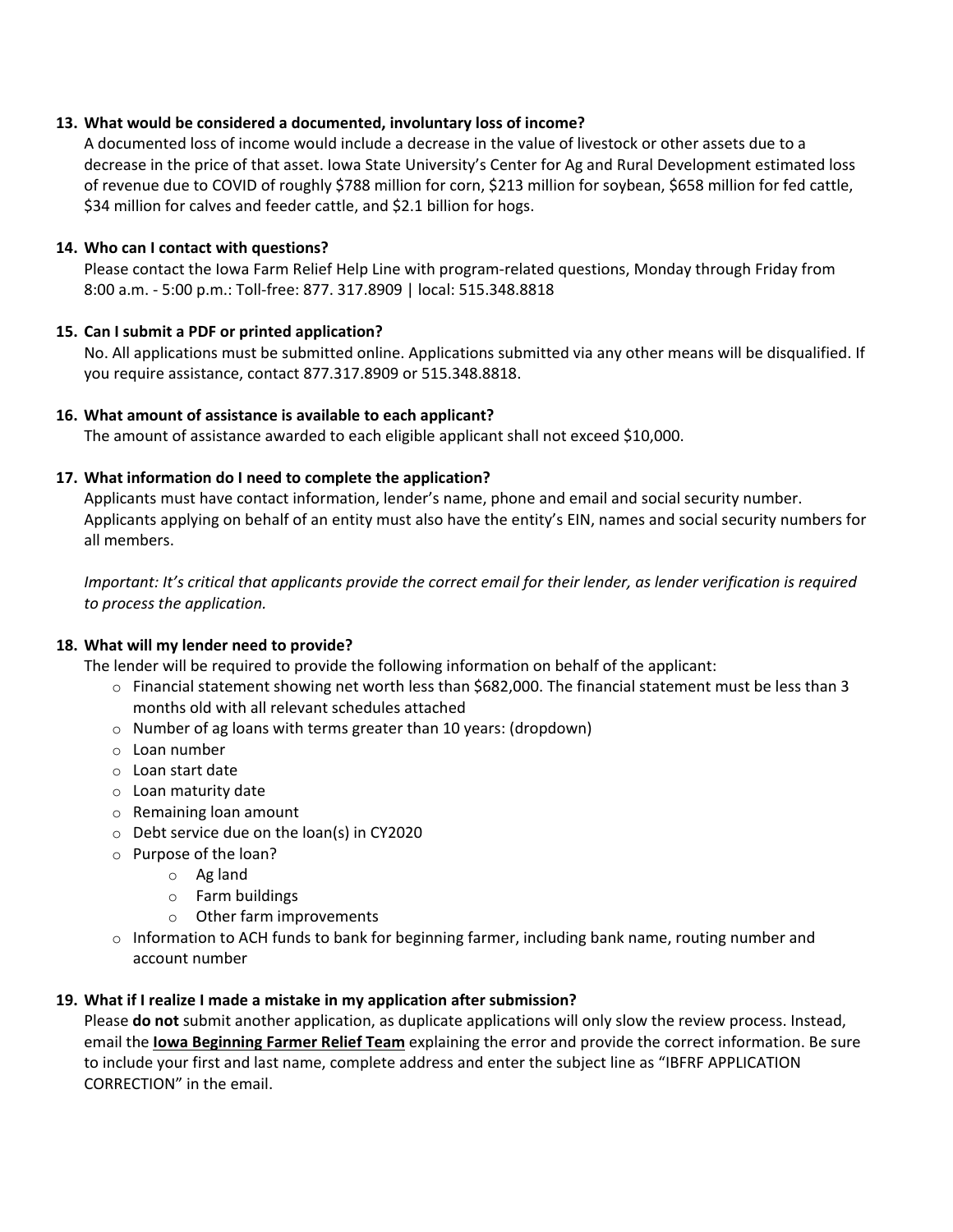13. **What would be considered a documented, involuntary loss of income?**

    A documented loss of income would include a decrease in the value of livestock or other assets due to a decrease in the price of that asset. Iowa State University's Center for Ag and Rural Development estimated loss of revenue due to COVID of roughly $788 million for corn, $213 million for soybean, $658 million for fed cattle, $34 million for calves and feeder cattle, and $2.1 billion for hogs.

14. **Who can I contact with questions?**

    Please contact the Iowa Farm Relief Help Line with program-related questions, Monday through Friday from 8:00 a.m. - 5:00 p.m.: Toll-free: 877. 317.8909 | local: 515.348.8818

15. **Can I submit a PDF or printed application?**

    No. All applications must be submitted online. Applications submitted via any other means will be disqualified. If you require assistance, contact 877.317.8909 or 515.348.8818.

16. **What amount of assistance is available to each applicant?**

    The amount of assistance awarded to each eligible applicant shall not exceed $10,000.

17. **What information do I need to complete the application?**

    Applicants must have contact information, lender's name, phone and email and social security number. Applicants applying on behalf of an entity must also have the entity's EIN, names and social security numbers for all members.

    *Important: It's critical that applicants provide the correct email for their lender, as lender verification is required to process the application.*

18. **What will my lender need to provide?**

    The lender will be required to provide the following information on behalf of the applicant:

    - Financial statement showing net worth less than $682,000. The financial statement must be less than 3 months old with all relevant schedules attached
    - Number of ag loans with terms greater than 10 years: (dropdown)
    - Loan number
    - Loan start date
    - Loan maturity date
    - Remaining loan amount
    - Debt service due on the loan(s) in CY2020
    - Purpose of the loan?
      - Ag land
      - Farm buildings
      - Other farm improvements
    - Information to ACH funds to bank for beginning farmer, including bank name, routing number and account number

19. **What if I realize I made a mistake in my application after submission?**

    Please **do not** submit another application, as duplicate applications will only slow the review process. Instead, email the **Iowa Beginning Farmer Relief Team** explaining the error and provide the correct information. Be sure to include your first and last name, complete address and enter the subject line as "IBFRF APPLICATION CORRECTION" in the email.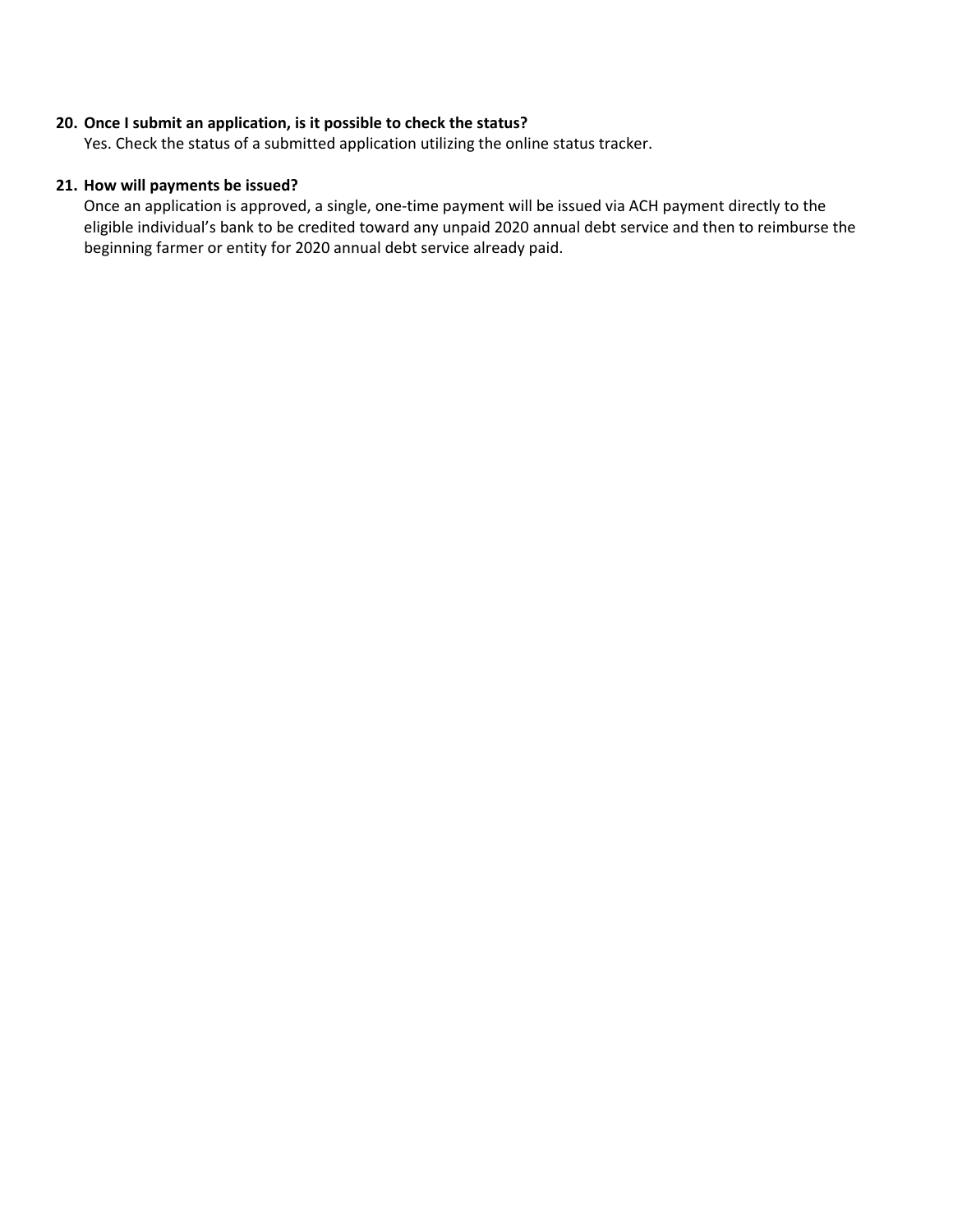20. **Once I submit an application, is it possible to check the status?**
    Yes. Check the status of a submitted application utilizing the online status tracker.

21. **How will payments be issued?**
    Once an application is approved, a single, one-time payment will be issued via ACH payment directly to the eligible individual's bank to be credited toward any unpaid 2020 annual debt service and then to reimburse the beginning farmer or entity for 2020 annual debt service already paid.